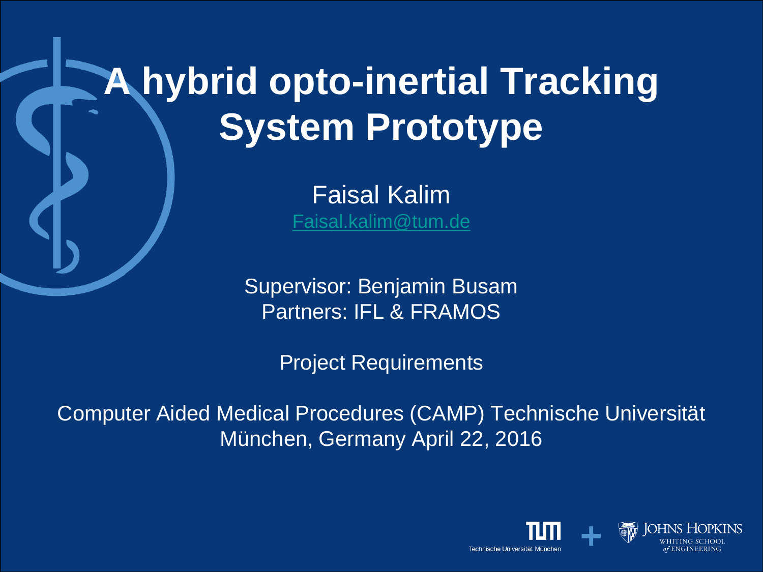# A hybrid opto-inertial Tracking System Prototype

Faisal Kalim

Faisal.kalim@tum.de

Supervisor: Benjamin Busam

Partners: IFL & FRAMOS

Project Requirements

Computer Aided Medical Procedures (CAMP) Technische Universität München, Germany April 22, 2016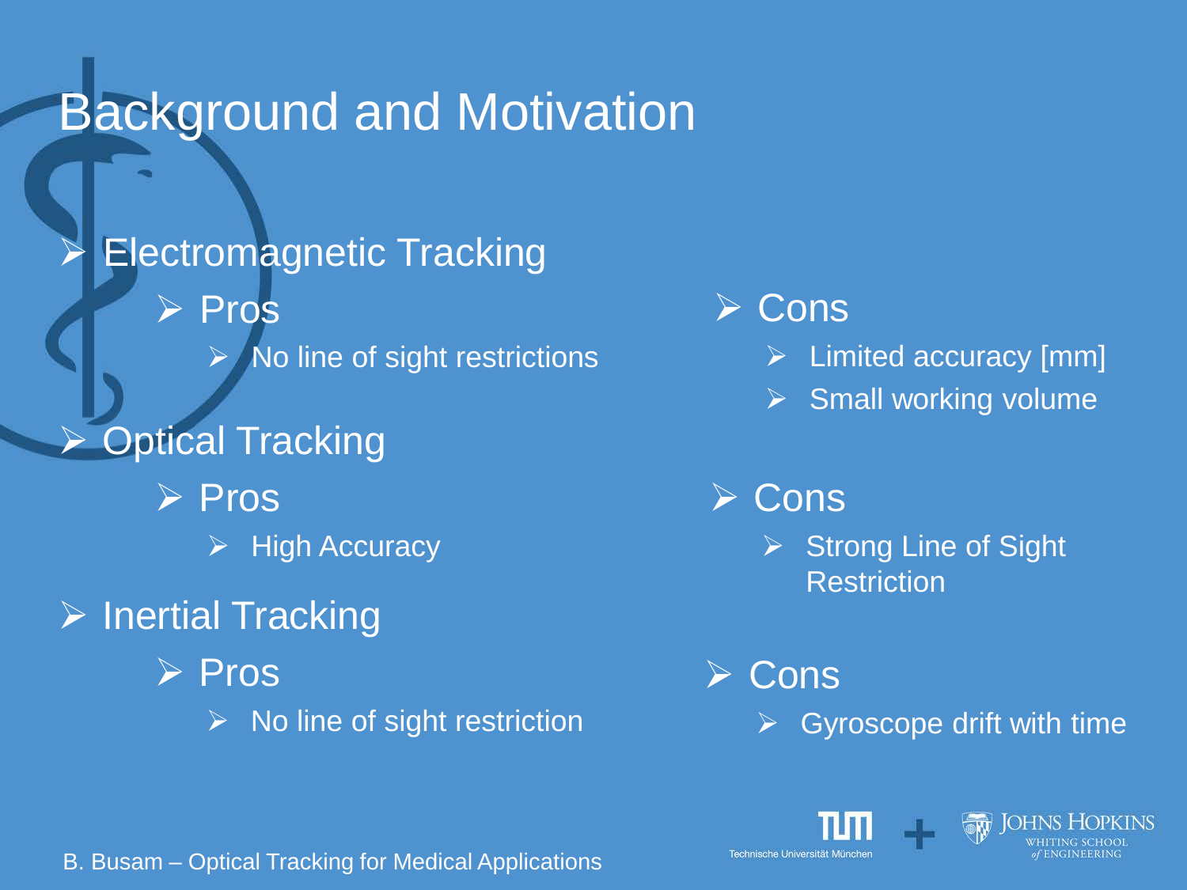# Background and Motivation

- Electromagnetic Tracking
  - Pros
    - No line of sight restrictions
  - Cons
    - Limited accuracy [mm]
    - Small working volume
- Optical Tracking
  - Pros
    - High Accuracy
  - Cons
    - Strong Line of Sight Restriction
- Inertial Tracking
  - Pros
    - No line of sight restriction
  - Cons
    - Gyroscope drift with time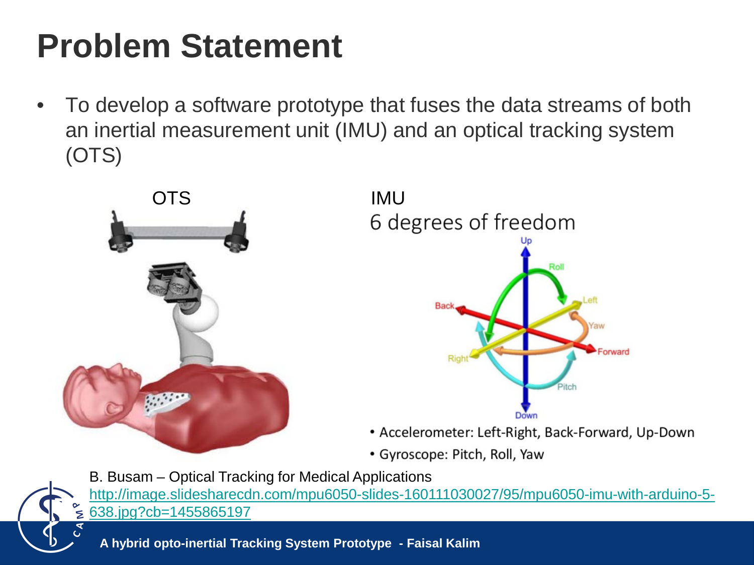# Problem Statement

- To develop a software prototype that fuses the data streams of both an inertial measurement unit (IMU) and an optical tracking system (OTS)

OTS

IMU

6 degrees of freedom

- Accelerometer: Left-Right, Back-Forward, Up-Down
- Gyroscope: Pitch, Roll, Yaw

B. Busam – Optical Tracking for Medical Applications

http://image.slidesharecdn.com/mpu6050-slides-160111030027/95/mpu6050-imu-with-arduino-5-638.jpg?cb=1455865197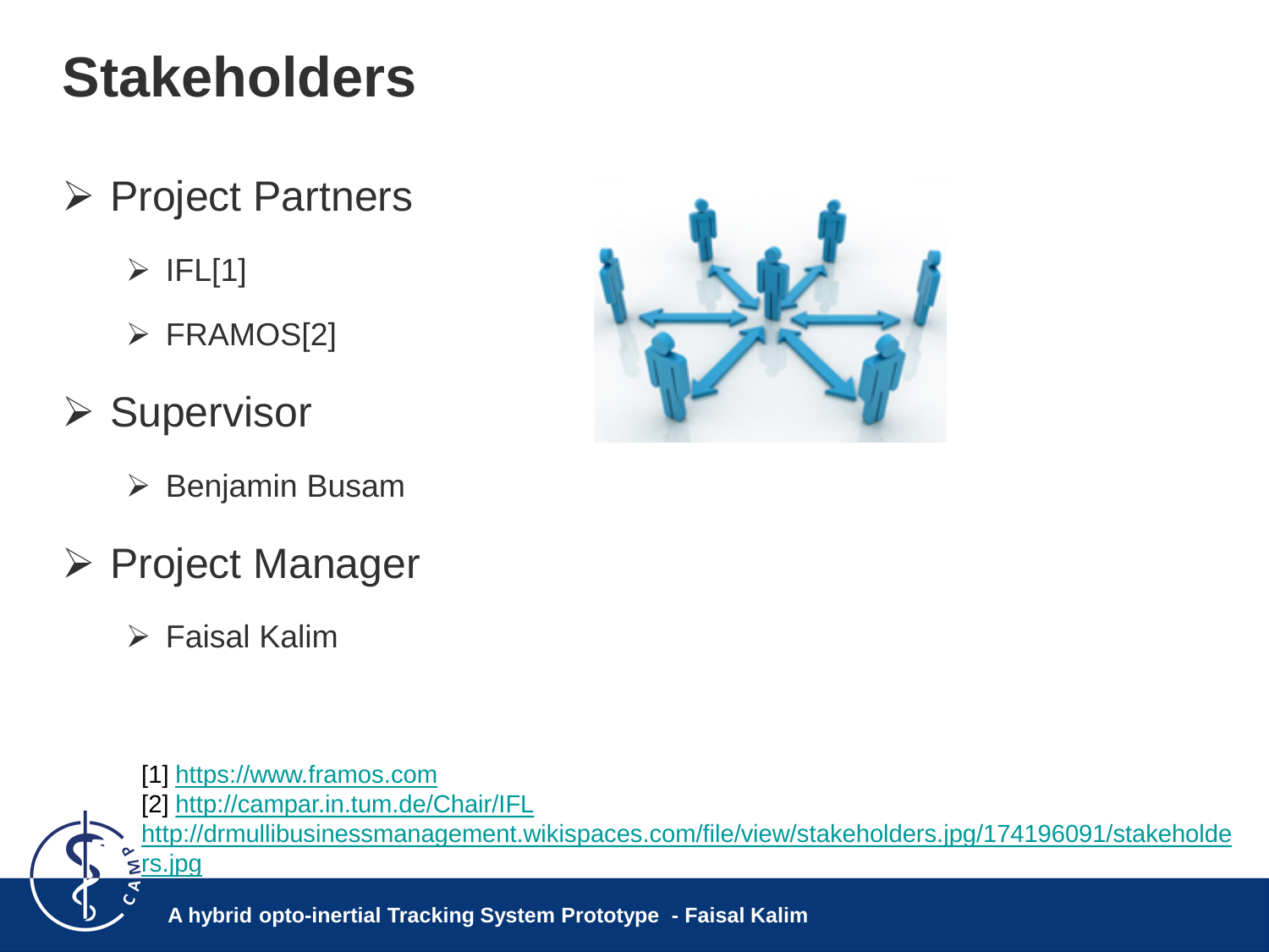# Stakeholders

- Project Partners
  - IFL[1]
  - FRAMOS[2]
- Supervisor
  - Benjamin Busam
- Project Manager
  - Faisal Kalim

[1] https://www.framos.com
[2] http://campar.in.tum.de/Chair/IFL
http://drmullibusinessmanagement.wikispaces.com/file/view/stakeholders.jpg/174196091/stakeholders.jpg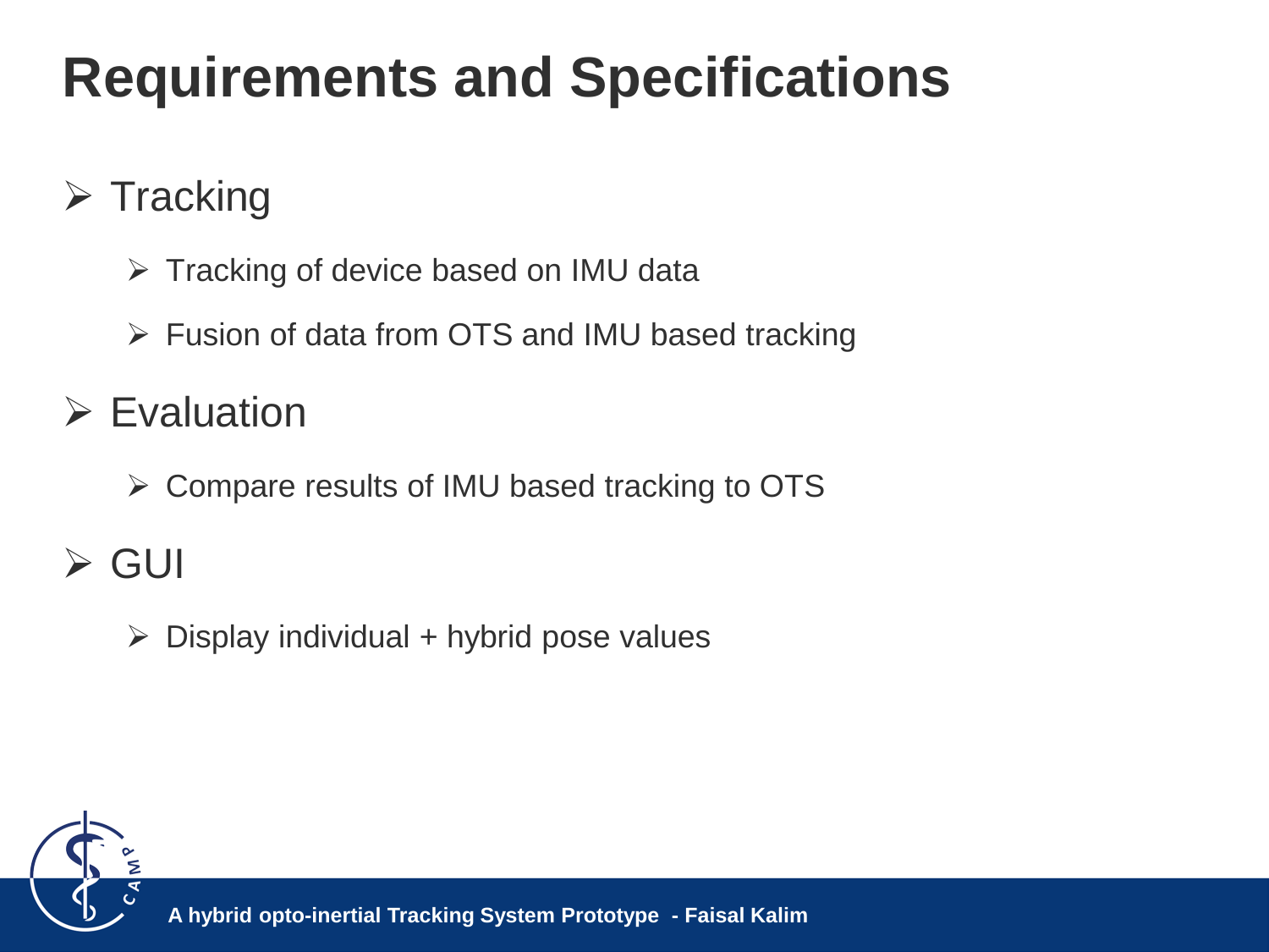# Requirements and Specifications

- Tracking
  - Tracking of device based on IMU data
  - Fusion of data from OTS and IMU based tracking
- Evaluation
  - Compare results of IMU based tracking to OTS
- GUI
  - Display individual + hybrid pose values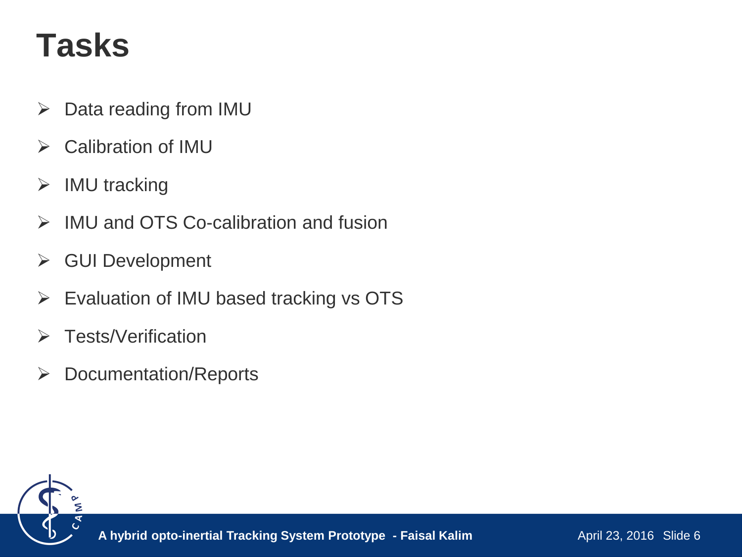# Tasks

- Data reading from IMU
- Calibration of IMU
- IMU tracking
- IMU and OTS Co-calibration and fusion
- GUI Development
- Evaluation of IMU based tracking vs OTS
- Tests/Verification
- Documentation/Reports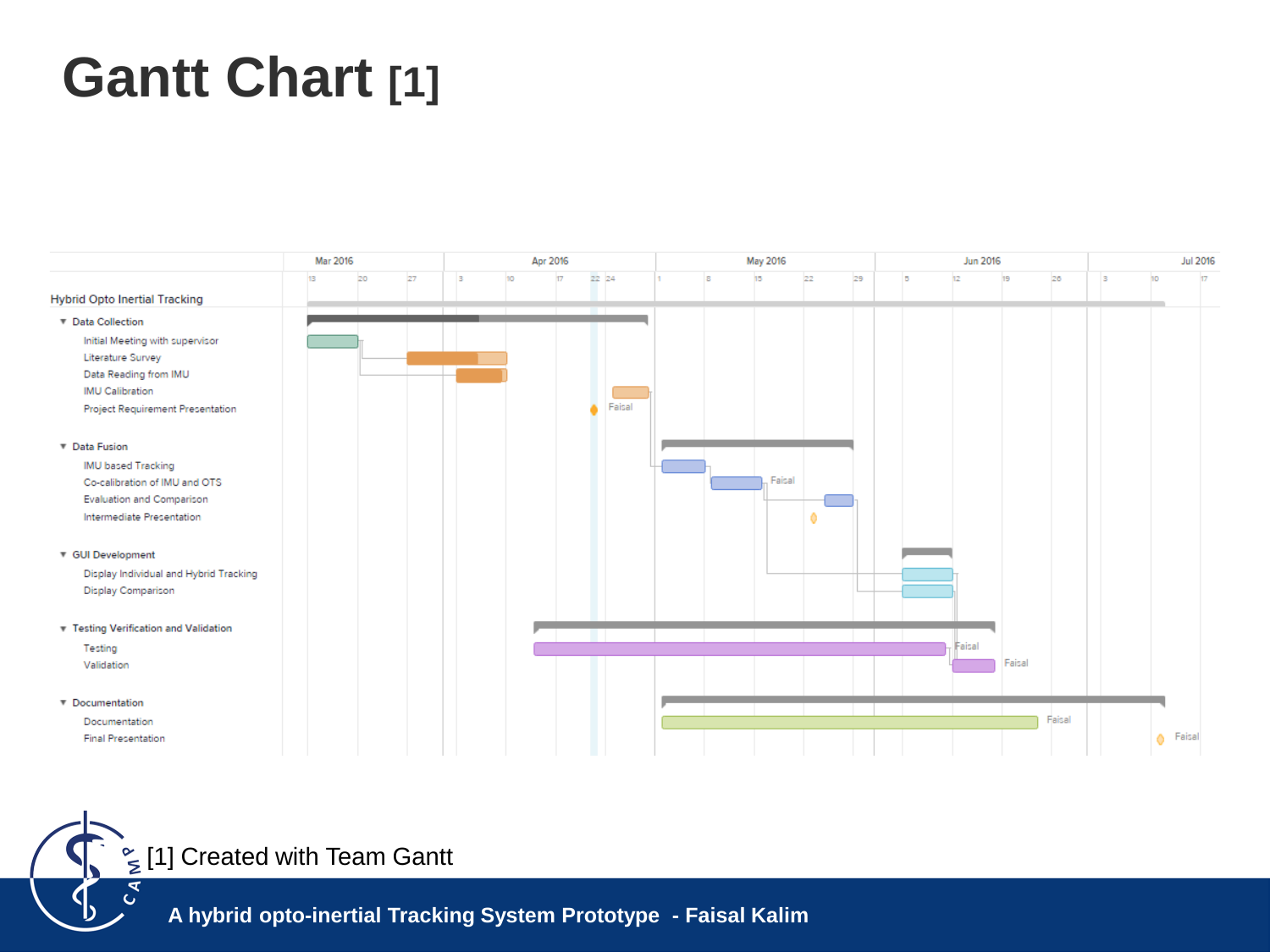# Gantt Chart [1]

Mar 2016
Apr 2016
May 2016
Jun 2016
Jul 2016

13 20 27 3 10 17 22 24 1 8 15 22 29 5 12 19 26 3 10 17

Hybrid Opto Inertial Tracking

- Data Collection
  - Initial Meeting with supervisor
  - Literature Survey
  - Data Reading from IMU
  - IMU Calibration
  - Project Requirement Presentation
- Data Fusion
  - IMU based Tracking
  - Co-calibration of IMU and OTS
  - Evaluation and Comparison
  - Intermediate Presentation
- GUI Development
  - Display Individual and Hybrid Tracking
  - Display Comparison
- Testing Verification and Validation
  - Testing
  - Validation
- Documentation
  - Documentation
  - Final Presentation

Faisal

[1] Created with Team Gantt